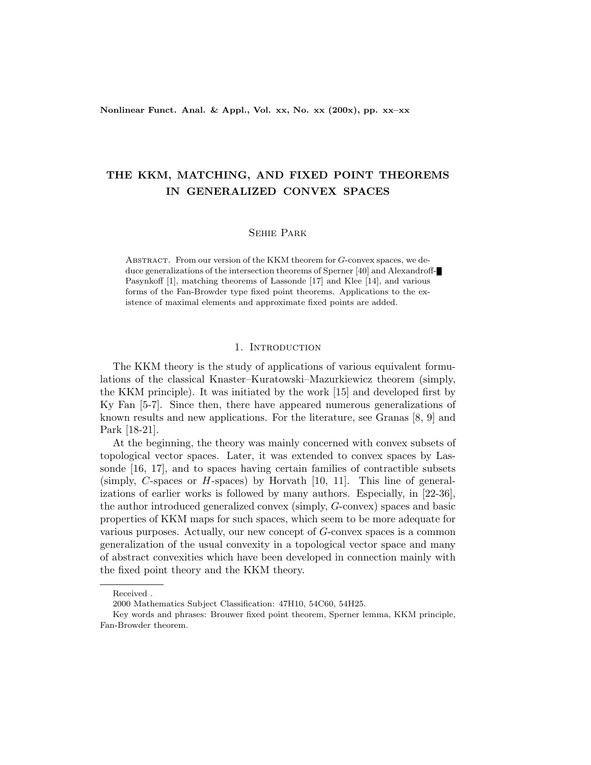# THE KKM, MATCHING, AND FIXED POINT THEOREMS IN GENERALIZED CONVEX SPACES

Sehie Park

Abstract. From our version of the KKM theorem for $G$-convex spaces, we deduce generalizations of the intersection theorems of Sperner [40] and Alexandroff-Pasynkoff [1], matching theorems of Lassonde [17] and Klee [14], and various forms of the Fan-Browder type fixed point theorems. Applications to the existence of maximal elements and approximate fixed points are added.

## 1. Introduction

The KKM theory is the study of applications of various equivalent formulations of the classical Knaster–Kuratowski–Mazurkiewicz theorem (simply, the KKM principle). It was initiated by the work [15] and developed first by Ky Fan [5-7]. Since then, there have appeared numerous generalizations of known results and new applications. For the literature, see Granas [8, 9] and Park [18-21].

At the beginning, the theory was mainly concerned with convex subsets of topological vector spaces. Later, it was extended to convex spaces by Lassonde [16, 17], and to spaces having certain families of contractible subsets (simply, $C$-spaces or $H$-spaces) by Horvath [10, 11]. This line of generalizations of earlier works is followed by many authors. Especially, in [22-36], the author introduced generalized convex (simply, $G$-convex) spaces and basic properties of KKM maps for such spaces, which seem to be more adequate for various purposes. Actually, our new concept of $G$-convex spaces is a common generalization of the usual convexity in a topological vector space and many of abstract convexities which have been developed in connection mainly with the fixed point theory and the KKM theory.

Received .

2000 Mathematics Subject Classification: 47H10, 54C60, 54H25.

Key words and phrases: Brouwer fixed point theorem, Sperner lemma, KKM principle, Fan-Browder theorem.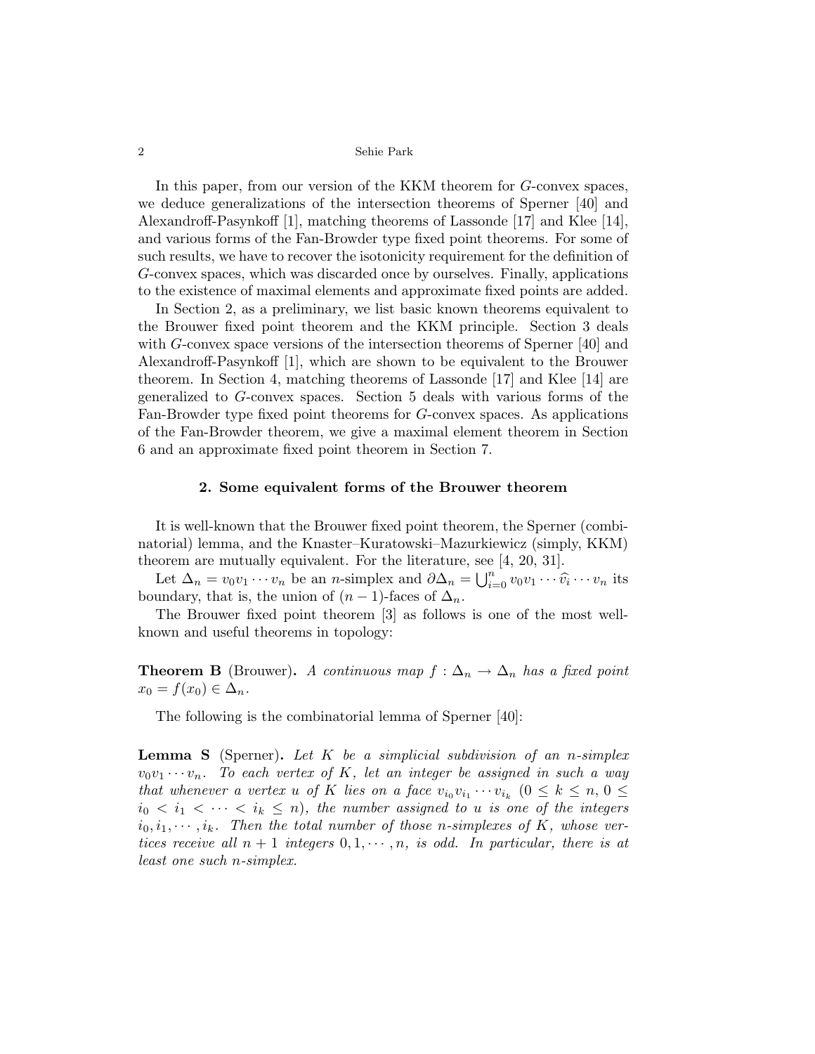In this paper, from our version of the KKM theorem for $G$-convex spaces, we deduce generalizations of the intersection theorems of Sperner [40] and Alexandroff-Pasynkoff [1], matching theorems of Lassonde [17] and Klee [14], and various forms of the Fan-Browder type fixed point theorems. For some of such results, we have to recover the isotonicity requirement for the definition of $G$-convex spaces, which was discarded once by ourselves. Finally, applications to the existence of maximal elements and approximate fixed points are added.

In Section 2, as a preliminary, we list basic known theorems equivalent to the Brouwer fixed point theorem and the KKM principle. Section 3 deals with $G$-convex space versions of the intersection theorems of Sperner [40] and Alexandroff-Pasynkoff [1], which are shown to be equivalent to the Brouwer theorem. In Section 4, matching theorems of Lassonde [17] and Klee [14] are generalized to $G$-convex spaces. Section 5 deals with various forms of the Fan-Browder type fixed point theorems for $G$-convex spaces. As applications of the Fan-Browder theorem, we give a maximal element theorem in Section 6 and an approximate fixed point theorem in Section 7.

## 2. Some equivalent forms of the Brouwer theorem

It is well-known that the Brouwer fixed point theorem, the Sperner (combinatorial) lemma, and the Knaster–Kuratowski–Mazurkiewicz (simply, KKM) theorem are mutually equivalent. For the literature, see [4, 20, 31].

Let $\Delta_n = v_0 v_1 \cdots v_n$ be an $n$-simplex and $\partial \Delta_n = \bigcup_{i=0}^{n} v_0 v_1 \cdots \widehat{v_i} \cdots v_n$ its boundary, that is, the union of $(n-1)$-faces of $\Delta_n$.

The Brouwer fixed point theorem [3] as follows is one of the most well-known and useful theorems in topology:

**Theorem B** (Brouwer)**.** *A continuous map $f : \Delta_n \to \Delta_n$ has a fixed point $x_0 = f(x_0) \in \Delta_n$.*

The following is the combinatorial lemma of Sperner [40]:

**Lemma S** (Sperner)**.** *Let $K$ be a simplicial subdivision of an $n$-simplex $v_0 v_1 \cdots v_n$. To each vertex of $K$, let an integer be assigned in such a way that whenever a vertex $u$ of $K$ lies on a face $v_{i_0} v_{i_1} \cdots v_{i_k}$ ($0 \le k \le n$, $0 \le i_0 < i_1 < \cdots < i_k \le n$), the number assigned to $u$ is one of the integers $i_0, i_1, \cdots, i_k$. Then the total number of those $n$-simplexes of $K$, whose vertices receive all $n+1$ integers $0, 1, \cdots, n$, is odd. In particular, there is at least one such $n$-simplex.*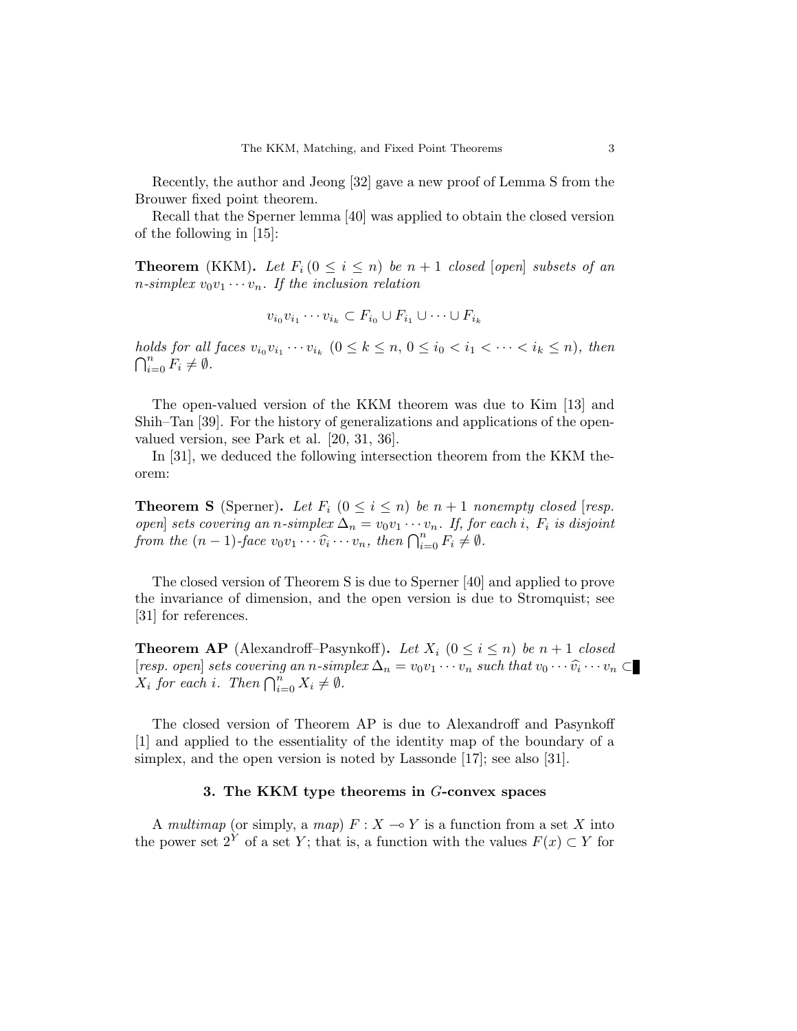Recently, the author and Jeong [32] gave a new proof of Lemma S from the Brouwer fixed point theorem.

Recall that the Sperner lemma [40] was applied to obtain the closed version of the following in [15]:

**Theorem** (KKM)**.** *Let $F_i\,(0 \leq i \leq n)$ be $n+1$ closed [open] subsets of an $n$-simplex $v_0 v_1 \cdots v_n$. If the inclusion relation*

$$v_{i_0} v_{i_1} \cdots v_{i_k} \subset F_{i_0} \cup F_{i_1} \cup \cdots \cup F_{i_k}$$

*holds for all faces $v_{i_0} v_{i_1} \cdots v_{i_k}$ $(0 \leq k \leq n,\ 0 \leq i_0 < i_1 < \cdots < i_k \leq n)$, then $\bigcap_{i=0}^{n} F_i \neq \emptyset$.*

The open-valued version of the KKM theorem was due to Kim [13] and Shih–Tan [39]. For the history of generalizations and applications of the open-valued version, see Park et al. [20, 31, 36].

In [31], we deduced the following intersection theorem from the KKM theorem:

**Theorem S** (Sperner)**.** *Let $F_i$ $(0 \leq i \leq n)$ be $n+1$ nonempty closed [resp. open] sets covering an $n$-simplex $\Delta_n = v_0 v_1 \cdots v_n$. If, for each $i$, $F_i$ is disjoint from the $(n-1)$-face $v_0 v_1 \cdots \widehat{v_i} \cdots v_n$, then $\bigcap_{i=0}^{n} F_i \neq \emptyset$.*

The closed version of Theorem S is due to Sperner [40] and applied to prove the invariance of dimension, and the open version is due to Stromquist; see [31] for references.

**Theorem AP** (Alexandroff–Pasynkoff)**.** *Let $X_i$ $(0 \leq i \leq n)$ be $n+1$ closed [resp. open] sets covering an $n$-simplex $\Delta_n = v_0 v_1 \cdots v_n$ such that $v_0 \cdots \widehat{v_i} \cdots v_n \subset X_i$ for each $i$. Then $\bigcap_{i=0}^{n} X_i \neq \emptyset$.*

The closed version of Theorem AP is due to Alexandroff and Pasynkoff [1] and applied to the essentiality of the identity map of the boundary of a simplex, and the open version is noted by Lassonde [17]; see also [31].

### 3. The KKM type theorems in $G$-convex spaces

A *multimap* (or simply, a *map*) $F : X \multimap Y$ is a function from a set $X$ into the power set $2^Y$ of a set $Y$; that is, a function with the values $F(x) \subset Y$ for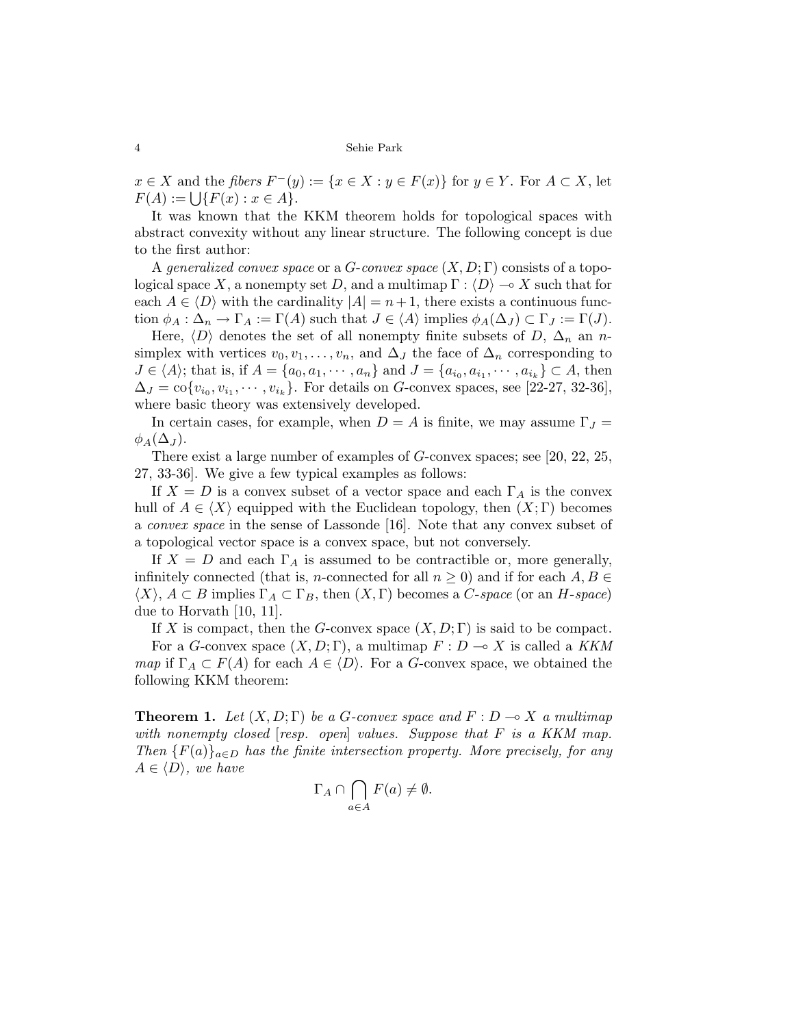$x \in X$ and the *fibers* $F^{-}(y) := \{x \in X : y \in F(x)\}$ for $y \in Y$. For $A \subset X$, let $F(A) := \bigcup\{F(x) : x \in A\}$.

It was known that the KKM theorem holds for topological spaces with abstract convexity without any linear structure. The following concept is due to the first author:

A *generalized convex space* or a *G-convex space* $(X, D; \Gamma)$ consists of a topological space $X$, a nonempty set $D$, and a multimap $\Gamma : \langle D \rangle \multimap X$ such that for each $A \in \langle D \rangle$ with the cardinality $|A| = n+1$, there exists a continuous function $\phi_A : \Delta_n \to \Gamma_A := \Gamma(A)$ such that $J \in \langle A \rangle$ implies $\phi_A(\Delta_J) \subset \Gamma_J := \Gamma(J)$.

Here, $\langle D \rangle$ denotes the set of all nonempty finite subsets of $D$, $\Delta_n$ an $n$-simplex with vertices $v_0, v_1, \ldots, v_n$, and $\Delta_J$ the face of $\Delta_n$ corresponding to $J \in \langle A \rangle$; that is, if $A = \{a_0, a_1, \cdots, a_n\}$ and $J = \{a_{i_0}, a_{i_1}, \cdots, a_{i_k}\} \subset A$, then $\Delta_J = \mathrm{co}\{v_{i_0}, v_{i_1}, \cdots, v_{i_k}\}$. For details on $G$-convex spaces, see [22-27, 32-36], where basic theory was extensively developed.

In certain cases, for example, when $D = A$ is finite, we may assume $\Gamma_J = \phi_A(\Delta_J)$.

There exist a large number of examples of $G$-convex spaces; see [20, 22, 25, 27, 33-36]. We give a few typical examples as follows:

If $X = D$ is a convex subset of a vector space and each $\Gamma_A$ is the convex hull of $A \in \langle X \rangle$ equipped with the Euclidean topology, then $(X; \Gamma)$ becomes a *convex space* in the sense of Lassonde [16]. Note that any convex subset of a topological vector space is a convex space, but not conversely.

If $X = D$ and each $\Gamma_A$ is assumed to be contractible or, more generally, infinitely connected (that is, $n$-connected for all $n \geq 0$) and if for each $A, B \in \langle X \rangle$, $A \subset B$ implies $\Gamma_A \subset \Gamma_B$, then $(X, \Gamma)$ becomes a *C-space* (or an *H-space*) due to Horvath [10, 11].

If $X$ is compact, then the $G$-convex space $(X, D; \Gamma)$ is said to be compact.

For a $G$-convex space $(X, D; \Gamma)$, a multimap $F : D \multimap X$ is called a *KKM map* if $\Gamma_A \subset F(A)$ for each $A \in \langle D \rangle$. For a $G$-convex space, we obtained the following KKM theorem:

**Theorem 1.** *Let $(X, D; \Gamma)$ be a $G$-convex space and $F : D \multimap X$ a multimap with nonempty closed [resp. open] values. Suppose that $F$ is a KKM map. Then $\{F(a)\}_{a \in D}$ has the finite intersection property. More precisely, for any $A \in \langle D \rangle$, we have*

$$\Gamma_A \cap \bigcap_{a \in A} F(a) \neq \emptyset.$$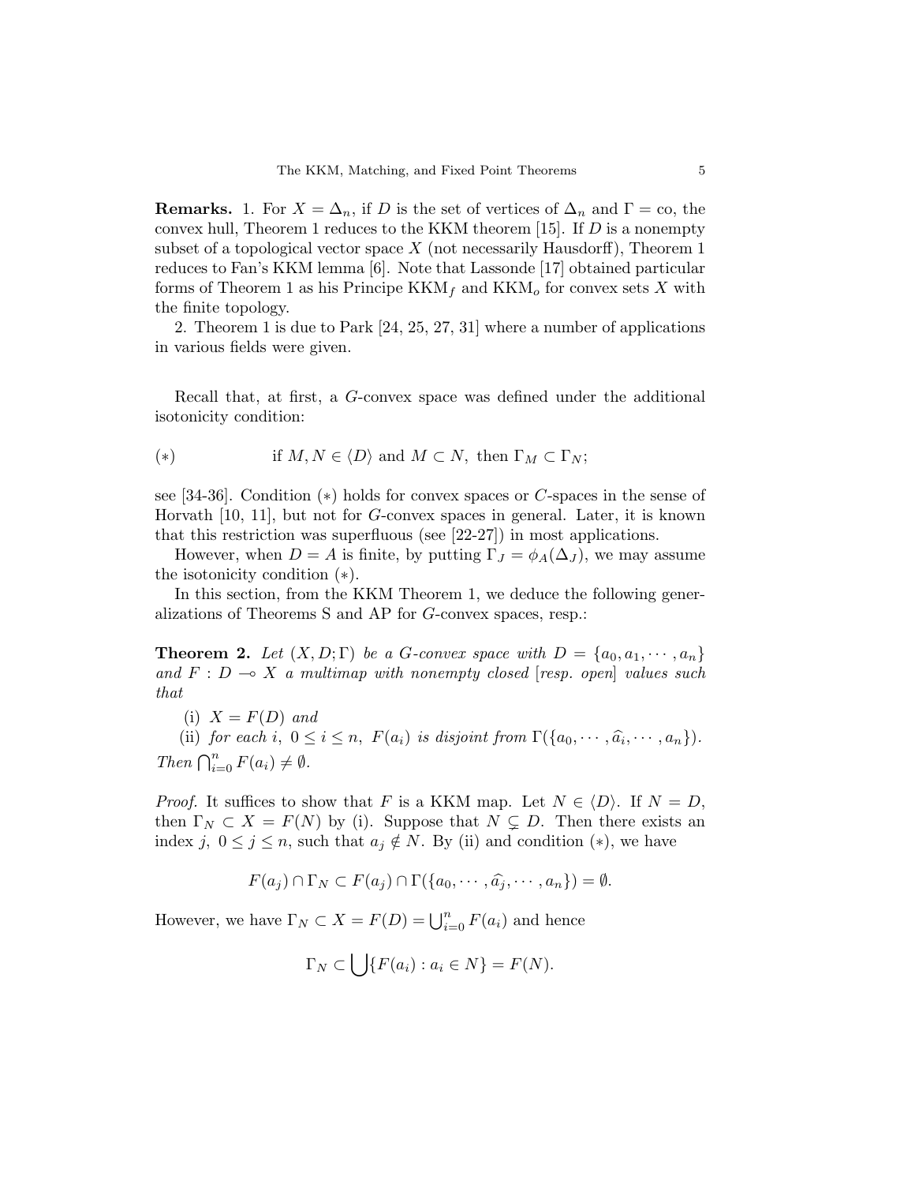**Remarks.** 1. For $X = \Delta_n$, if $D$ is the set of vertices of $\Delta_n$ and $\Gamma = \text{co}$, the convex hull, Theorem 1 reduces to the KKM theorem [15]. If $D$ is a nonempty subset of a topological vector space $X$ (not necessarily Hausdorff), Theorem 1 reduces to Fan's KKM lemma [6]. Note that Lassonde [17] obtained particular forms of Theorem 1 as his Principe $\text{KKM}_f$ and $\text{KKM}_o$ for convex sets $X$ with the finite topology.

2. Theorem 1 is due to Park [24, 25, 27, 31] where a number of applications in various fields were given.

Recall that, at first, a $G$-convex space was defined under the additional isotonicity condition:

$$(*) \qquad \text{if } M, N \in \langle D \rangle \text{ and } M \subset N, \text{ then } \Gamma_M \subset \Gamma_N;$$

see [34-36]. Condition $(*)$ holds for convex spaces or $C$-spaces in the sense of Horvath [10, 11], but not for $G$-convex spaces in general. Later, it is known that this restriction was superfluous (see [22-27]) in most applications.

However, when $D = A$ is finite, by putting $\Gamma_J = \phi_A(\Delta_J)$, we may assume the isotonicity condition $(*)$.

In this section, from the KKM Theorem 1, we deduce the following generalizations of Theorems S and AP for $G$-convex spaces, resp.:

**Theorem 2.** *Let $(X, D; \Gamma)$ be a $G$-convex space with $D = \{a_0, a_1, \cdots, a_n\}$ and $F : D \multimap X$ a multimap with nonempty closed [resp. open] values such that*

(i) *$X = F(D)$ and*

(ii) *for each $i$, $0 \leq i \leq n$, $F(a_i)$ is disjoint from $\Gamma(\{a_0, \cdots, \widehat{a_i}, \cdots, a_n\})$.*

*Then $\bigcap_{i=0}^n F(a_i) \neq \emptyset$.*

*Proof.* It suffices to show that $F$ is a KKM map. Let $N \in \langle D \rangle$. If $N = D$, then $\Gamma_N \subset X = F(N)$ by (i). Suppose that $N \subsetneq D$. Then there exists an index $j$, $0 \leq j \leq n$, such that $a_j \notin N$. By (ii) and condition $(*)$, we have

$$F(a_j) \cap \Gamma_N \subset F(a_j) \cap \Gamma(\{a_0, \cdots, \widehat{a_j}, \cdots, a_n\}) = \emptyset.$$

However, we have $\Gamma_N \subset X = F(D) = \bigcup_{i=0}^n F(a_i)$ and hence

$$\Gamma_N \subset \bigcup \{F(a_i) : a_i \in N\} = F(N).$$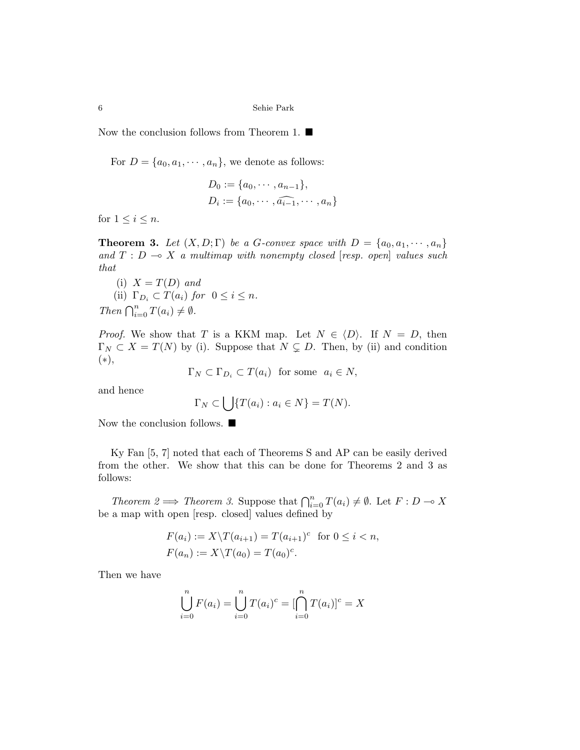Now the conclusion follows from Theorem 1. ■

For $D = \{a_0, a_1, \cdots, a_n\}$, we denote as follows:

$$D_0 := \{a_0, \cdots, a_{n-1}\},$$
$$D_i := \{a_0, \cdots, \widehat{a_{i-1}}, \cdots, a_n\}$$

for $1 \leq i \leq n$.

**Theorem 3.** *Let $(X, D; \Gamma)$ be a G-convex space with $D = \{a_0, a_1, \cdots, a_n\}$ and $T : D \multimap X$ a multimap with nonempty closed [resp. open] values such that*

(i) $X = T(D)$ *and*

(ii) $\Gamma_{D_i} \subset T(a_i)$ *for* $0 \leq i \leq n$.

*Then* $\bigcap_{i=0}^n T(a_i) \neq \emptyset$.

*Proof.* We show that $T$ is a KKM map. Let $N \in \langle D \rangle$. If $N = D$, then $\Gamma_N \subset X = T(N)$ by (i). Suppose that $N \subsetneq D$. Then, by (ii) and condition $(*)$,

$$\Gamma_N \subset \Gamma_{D_i} \subset T(a_i) \ \text{ for some } \ a_i \in N,$$

and hence

$$\Gamma_N \subset \bigcup \{T(a_i) : a_i \in N\} = T(N).$$

Now the conclusion follows. ■

Ky Fan [5, 7] noted that each of Theorems S and AP can be easily derived from the other. We show that this can be done for Theorems 2 and 3 as follows:

*Theorem 2 $\Longrightarrow$ Theorem 3.* Suppose that $\bigcap_{i=0}^n T(a_i) \neq \emptyset$. Let $F : D \multimap X$ be a map with open [resp. closed] values defined by

$$F(a_i) := X \backslash T(a_{i+1}) = T(a_{i+1})^c \ \text{ for } 0 \leq i < n,$$
$$F(a_n) := X \backslash T(a_0) = T(a_0)^c.$$

Then we have

$$\bigcup_{i=0}^n F(a_i) = \bigcup_{i=0}^n T(a_i)^c = [\bigcap_{i=0}^n T(a_i)]^c = X$$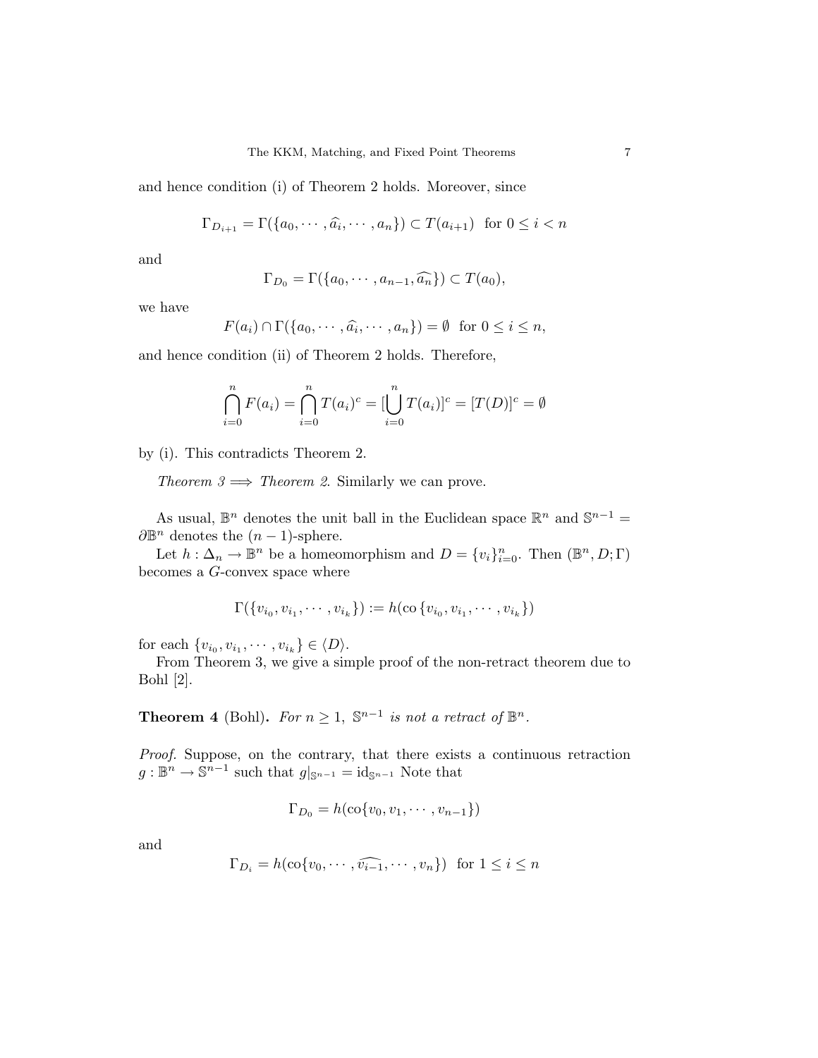and hence condition (i) of Theorem 2 holds. Moreover, since

$$\Gamma_{D_{i+1}} = \Gamma(\{a_0, \cdots, \widehat{a_i}, \cdots, a_n\}) \subset T(a_{i+1}) \text{ for } 0 \le i < n$$

and

$$\Gamma_{D_0} = \Gamma(\{a_0, \cdots, a_{n-1}, \widehat{a_n}\}) \subset T(a_0),$$

we have

$$F(a_i) \cap \Gamma(\{a_0, \cdots, \widehat{a_i}, \cdots, a_n\}) = \emptyset \text{ for } 0 \le i \le n,$$

and hence condition (ii) of Theorem 2 holds. Therefore,

$$\bigcap_{i=0}^{n} F(a_i) = \bigcap_{i=0}^{n} T(a_i)^c = [\bigcup_{i=0}^{n} T(a_i)]^c = [T(D)]^c = \emptyset$$

by (i). This contradicts Theorem 2.

*Theorem 3 $\Longrightarrow$ Theorem 2.* Similarly we can prove.

As usual, $\mathbb{B}^n$ denotes the unit ball in the Euclidean space $\mathbb{R}^n$ and $\mathbb{S}^{n-1} = \partial\mathbb{B}^n$ denotes the $(n-1)$-sphere.

Let $h : \Delta_n \to \mathbb{B}^n$ be a homeomorphism and $D = \{v_i\}_{i=0}^n$. Then $(\mathbb{B}^n, D; \Gamma)$ becomes a $G$-convex space where

$$\Gamma(\{v_{i_0}, v_{i_1}, \cdots, v_{i_k}\}) := h(\operatorname{co}\{v_{i_0}, v_{i_1}, \cdots, v_{i_k}\})$$

for each $\{v_{i_0}, v_{i_1}, \cdots, v_{i_k}\} \in \langle D \rangle$.

From Theorem 3, we give a simple proof of the non-retract theorem due to Bohl [2].

**Theorem 4** (Bohl)**.** *For $n \ge 1$, $\mathbb{S}^{n-1}$ is not a retract of $\mathbb{B}^n$.*

*Proof.* Suppose, on the contrary, that there exists a continuous retraction $g : \mathbb{B}^n \to \mathbb{S}^{n-1}$ such that $g|_{\mathbb{S}^{n-1}} = \mathrm{id}_{\mathbb{S}^{n-1}}$ Note that

$$\Gamma_{D_0} = h(\operatorname{co}\{v_0, v_1, \cdots, v_{n-1}\})$$

and

$$\Gamma_{D_i} = h(\operatorname{co}\{v_0, \cdots, \widehat{v_{i-1}}, \cdots, v_n\}) \text{ for } 1 \le i \le n$$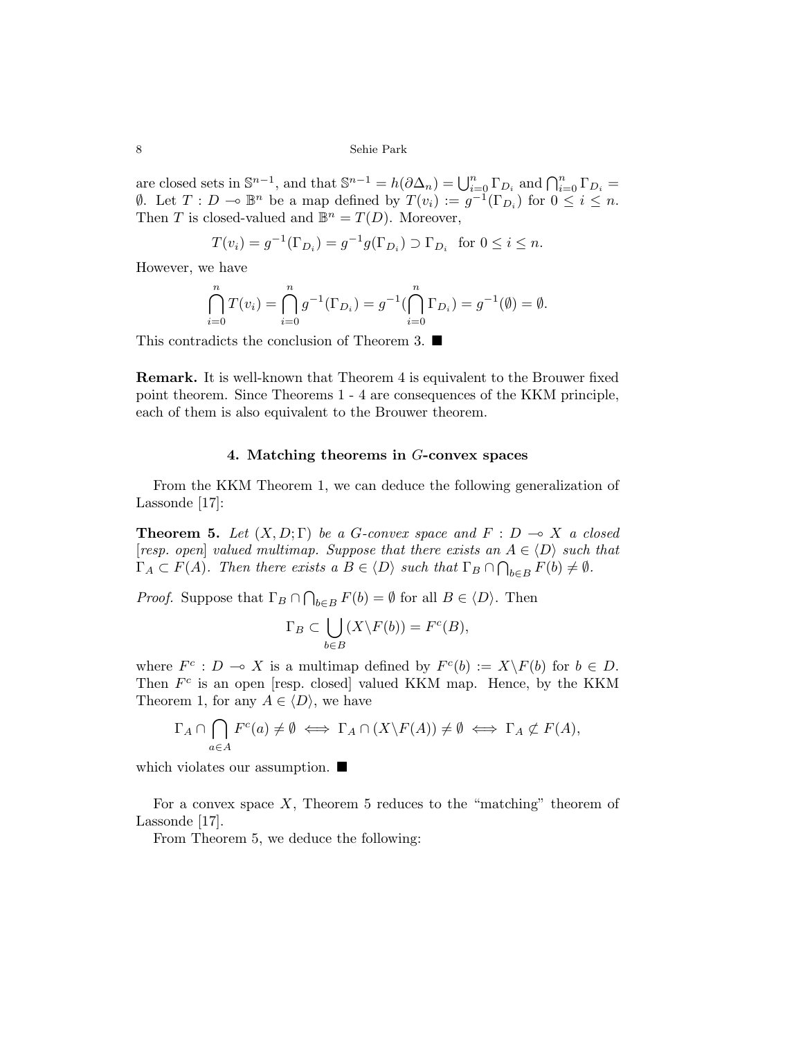are closed sets in $\mathbb{S}^{n-1}$, and that $\mathbb{S}^{n-1} = h(\partial\Delta_n) = \bigcup_{i=0}^n \Gamma_{D_i}$ and $\bigcap_{i=0}^n \Gamma_{D_i} = \emptyset$. Let $T : D \multimap \mathbb{B}^n$ be a map defined by $T(v_i) := g^{-1}(\Gamma_{D_i})$ for $0 \leq i \leq n$. Then $T$ is closed-valued and $\mathbb{B}^n = T(D)$. Moreover,

$$T(v_i) = g^{-1}(\Gamma_{D_i}) = g^{-1}g(\Gamma_{D_i}) \supset \Gamma_{D_i} \quad \text{for } 0 \leq i \leq n.$$

However, we have

$$\bigcap_{i=0}^n T(v_i) = \bigcap_{i=0}^n g^{-1}(\Gamma_{D_i}) = g^{-1}(\bigcap_{i=0}^n \Gamma_{D_i}) = g^{-1}(\emptyset) = \emptyset.$$

This contradicts the conclusion of Theorem 3. ■

**Remark.** It is well-known that Theorem 4 is equivalent to the Brouwer fixed point theorem. Since Theorems 1 - 4 are consequences of the KKM principle, each of them is also equivalent to the Brouwer theorem.

## 4. Matching theorems in $G$-convex spaces

From the KKM Theorem 1, we can deduce the following generalization of Lassonde [17]:

**Theorem 5.** *Let $(X, D; \Gamma)$ be a $G$-convex space and $F : D \multimap X$ a closed [resp. open] valued multimap. Suppose that there exists an $A \in \langle D \rangle$ such that $\Gamma_A \subset F(A)$. Then there exists a $B \in \langle D \rangle$ such that $\Gamma_B \cap \bigcap_{b \in B} F(b) \neq \emptyset$.*

*Proof.* Suppose that $\Gamma_B \cap \bigcap_{b \in B} F(b) = \emptyset$ for all $B \in \langle D \rangle$. Then

$$\Gamma_B \subset \bigcup_{b \in B} (X \backslash F(b)) = F^c(B),$$

where $F^c : D \multimap X$ is a multimap defined by $F^c(b) := X \backslash F(b)$ for $b \in D$. Then $F^c$ is an open [resp. closed] valued KKM map. Hence, by the KKM Theorem 1, for any $A \in \langle D \rangle$, we have

$$\Gamma_A \cap \bigcap_{a \in A} F^c(a) \neq \emptyset \iff \Gamma_A \cap (X \backslash F(A)) \neq \emptyset \iff \Gamma_A \not\subset F(A),$$

which violates our assumption. ■

For a convex space $X$, Theorem 5 reduces to the "matching" theorem of Lassonde [17].

From Theorem 5, we deduce the following: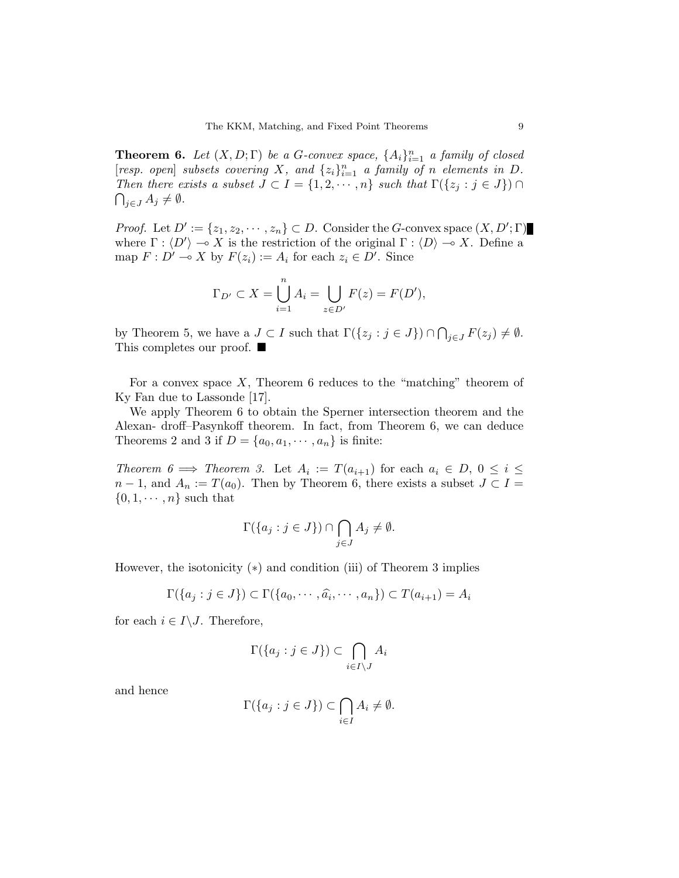**Theorem 6.** *Let $(X, D; \Gamma)$ be a G-convex space, $\{A_i\}_{i=1}^n$ a family of closed [resp. open] subsets covering $X$, and $\{z_i\}_{i=1}^n$ a family of $n$ elements in $D$. Then there exists a subset $J \subset I = \{1, 2, \cdots, n\}$ such that $\Gamma(\{z_j : j \in J\}) \cap \bigcap_{j \in J} A_j \neq \emptyset$.*

*Proof.* Let $D' := \{z_1, z_2, \cdots, z_n\} \subset D$. Consider the $G$-convex space $(X, D'; \Gamma)$ where $\Gamma : \langle D' \rangle \multimap X$ is the restriction of the original $\Gamma : \langle D \rangle \multimap X$. Define a map $F : D' \multimap X$ by $F(z_i) := A_i$ for each $z_i \in D'$. Since

$$\Gamma_{D'} \subset X = \bigcup_{i=1}^{n} A_i = \bigcup_{z \in D'} F(z) = F(D'),$$

by Theorem 5, we have a $J \subset I$ such that $\Gamma(\{z_j : j \in J\}) \cap \bigcap_{j \in J} F(z_j) \neq \emptyset$. This completes our proof. ■

For a convex space $X$, Theorem 6 reduces to the "matching" theorem of Ky Fan due to Lassonde [17].

We apply Theorem 6 to obtain the Sperner intersection theorem and the Alexan- droff–Pasynkoff theorem. In fact, from Theorem 6, we can deduce Theorems 2 and 3 if $D = \{a_0, a_1, \cdots, a_n\}$ is finite:

*Theorem 6 $\Longrightarrow$ Theorem 3.* Let $A_i := T(a_{i+1})$ for each $a_i \in D$, $0 \leq i \leq n-1$, and $A_n := T(a_0)$. Then by Theorem 6, there exists a subset $J \subset I = \{0, 1, \cdots, n\}$ such that

$$\Gamma(\{a_j : j \in J\}) \cap \bigcap_{j \in J} A_j \neq \emptyset.$$

However, the isotonicity $(*)$ and condition (iii) of Theorem 3 implies

$$\Gamma(\{a_j : j \in J\}) \subset \Gamma(\{a_0, \cdots, \widehat{a}_i, \cdots, a_n\}) \subset T(a_{i+1}) = A_i$$

for each $i \in I \backslash J$. Therefore,

$$\Gamma(\{a_j : j \in J\}) \subset \bigcap_{i \in I \backslash J} A_i$$

and hence

$$\Gamma(\{a_j : j \in J\}) \subset \bigcap_{i \in I} A_i \neq \emptyset.$$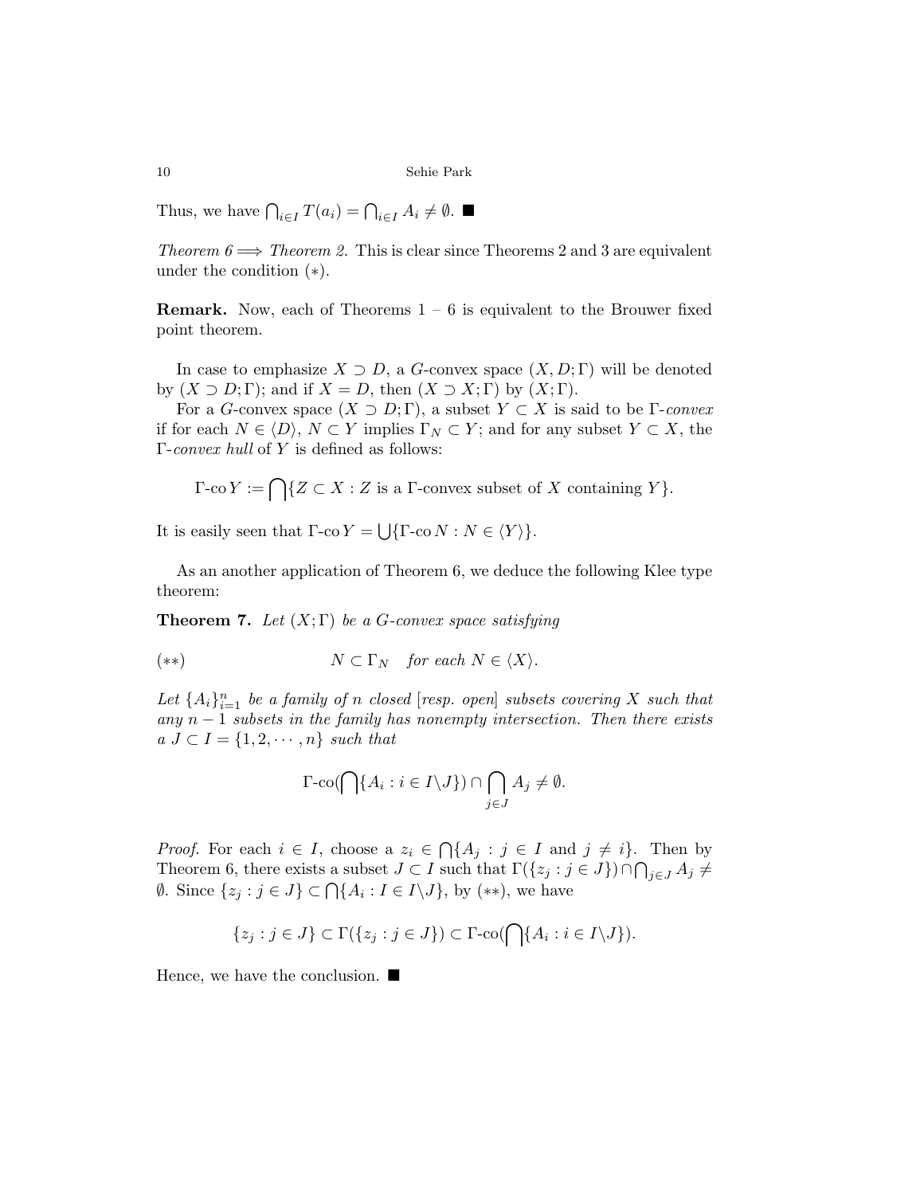Thus, we have $\bigcap_{i\in I} T(a_i) = \bigcap_{i\in I} A_i \neq \emptyset$. ■

*Theorem 6 $\Longrightarrow$ Theorem 2.* This is clear since Theorems 2 and 3 are equivalent under the condition $(*)$.

**Remark.** Now, each of Theorems 1 – 6 is equivalent to the Brouwer fixed point theorem.

In case to emphasize $X \supset D$, a $G$-convex space $(X, D; \Gamma)$ will be denoted by $(X \supset D; \Gamma)$; and if $X = D$, then $(X \supset X; \Gamma)$ by $(X; \Gamma)$.

For a $G$-convex space $(X \supset D; \Gamma)$, a subset $Y \subset X$ is said to be $\Gamma$-*convex* if for each $N \in \langle D\rangle$, $N \subset Y$ implies $\Gamma_N \subset Y$; and for any subset $Y \subset X$, the $\Gamma$-*convex hull* of $Y$ is defined as follows:

$$\Gamma\text{-co}\, Y := \bigcap\{Z \subset X : Z \text{ is a } \Gamma\text{-convex subset of } X \text{ containing } Y\}.$$

It is easily seen that $\Gamma\text{-co}\, Y = \bigcup\{\Gamma\text{-co}\, N : N \in \langle Y\rangle\}$.

As an another application of Theorem 6, we deduce the following Klee type theorem:

**Theorem 7.** *Let $(X; \Gamma)$ be a $G$-convex space satisfying*

$$(**) \qquad\qquad N \subset \Gamma_N \quad \textit{for each } N \in \langle X\rangle.$$

*Let $\{A_i\}_{i=1}^n$ be a family of $n$ closed [resp. open] subsets covering $X$ such that any $n-1$ subsets in the family has nonempty intersection. Then there exists a $J \subset I = \{1, 2, \cdots, n\}$ such that*

$$\Gamma\text{-co}(\bigcap\{A_i : i \in I\backslash J\}) \cap \bigcap_{j\in J} A_j \neq \emptyset.$$

*Proof.* For each $i \in I$, choose a $z_i \in \bigcap\{A_j : j \in I \text{ and } j \neq i\}$. Then by Theorem 6, there exists a subset $J \subset I$ such that $\Gamma(\{z_j : j \in J\}) \cap \bigcap_{j\in J} A_j \neq \emptyset$. Since $\{z_j : j \in J\} \subset \bigcap\{A_i : I \in I\backslash J\}$, by $(**)$, we have

$$\{z_j : j \in J\} \subset \Gamma(\{z_j : j \in J\}) \subset \Gamma\text{-co}(\bigcap\{A_i : i \in I\backslash J\}).$$

Hence, we have the conclusion. ■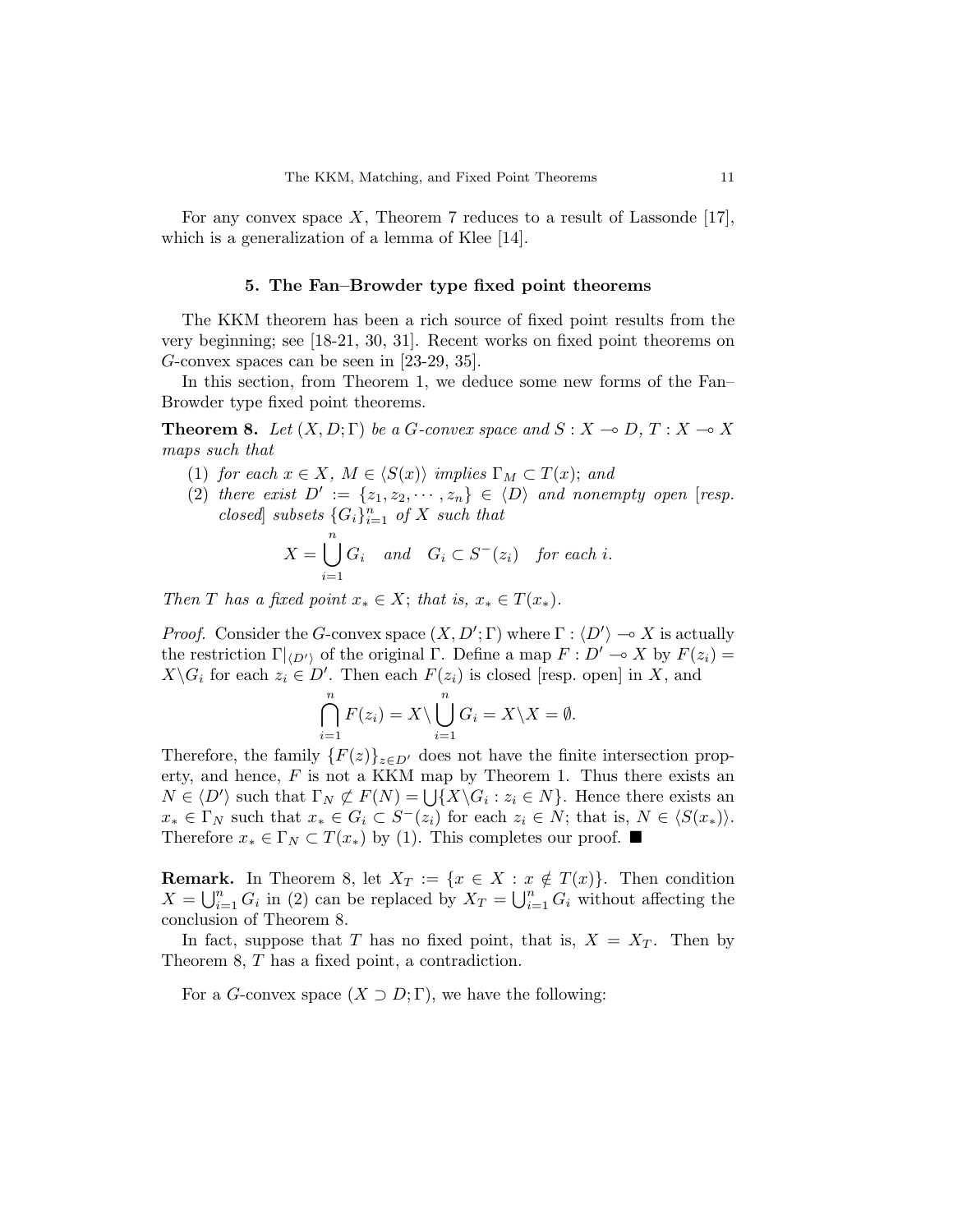For any convex space $X$, Theorem 7 reduces to a result of Lassonde [17], which is a generalization of a lemma of Klee [14].

## 5. The Fan–Browder type fixed point theorems

The KKM theorem has been a rich source of fixed point results from the very beginning; see [18-21, 30, 31]. Recent works on fixed point theorems on $G$-convex spaces can be seen in [23-29, 35].

In this section, from Theorem 1, we deduce some new forms of the Fan–Browder type fixed point theorems.

**Theorem 8.** *Let $(X, D; \Gamma)$ be a $G$-convex space and $S : X \multimap D$, $T : X \multimap X$ maps such that*

1. *for each $x \in X$, $M \in \langle S(x) \rangle$ implies $\Gamma_M \subset T(x)$; and*
2. *there exist $D' := \{z_1, z_2, \cdots, z_n\} \in \langle D \rangle$ and nonempty open [resp. closed] subsets $\{G_i\}_{i=1}^n$ of $X$ such that*

$$X = \bigcup_{i=1}^{n} G_i \quad \textit{and} \quad G_i \subset S^-(z_i) \quad \textit{for each } i.$$

*Then $T$ has a fixed point $x_* \in X$; that is, $x_* \in T(x_*)$.*

*Proof.* Consider the $G$-convex space $(X, D'; \Gamma)$ where $\Gamma : \langle D' \rangle \multimap X$ is actually the restriction $\Gamma|_{\langle D' \rangle}$ of the original $\Gamma$. Define a map $F : D' \multimap X$ by $F(z_i) = X \backslash G_i$ for each $z_i \in D'$. Then each $F(z_i)$ is closed [resp. open] in $X$, and

$$\bigcap_{i=1}^{n} F(z_i) = X \backslash \bigcup_{i=1}^{n} G_i = X \backslash X = \emptyset.$$

Therefore, the family $\{F(z)\}_{z \in D'}$ does not have the finite intersection property, and hence, $F$ is not a KKM map by Theorem 1. Thus there exists an $N \in \langle D' \rangle$ such that $\Gamma_N \not\subset F(N) = \bigcup \{X \backslash G_i : z_i \in N\}$. Hence there exists an $x_* \in \Gamma_N$ such that $x_* \in G_i \subset S^-(z_i)$ for each $z_i \in N$; that is, $N \in \langle S(x_*) \rangle$. Therefore $x_* \in \Gamma_N \subset T(x_*)$ by (1). This completes our proof. ■

**Remark.** In Theorem 8, let $X_T := \{x \in X : x \notin T(x)\}$. Then condition $X = \bigcup_{i=1}^n G_i$ in (2) can be replaced by $X_T = \bigcup_{i=1}^n G_i$ without affecting the conclusion of Theorem 8.

In fact, suppose that $T$ has no fixed point, that is, $X = X_T$. Then by Theorem 8, $T$ has a fixed point, a contradiction.

For a $G$-convex space $(X \supset D; \Gamma)$, we have the following: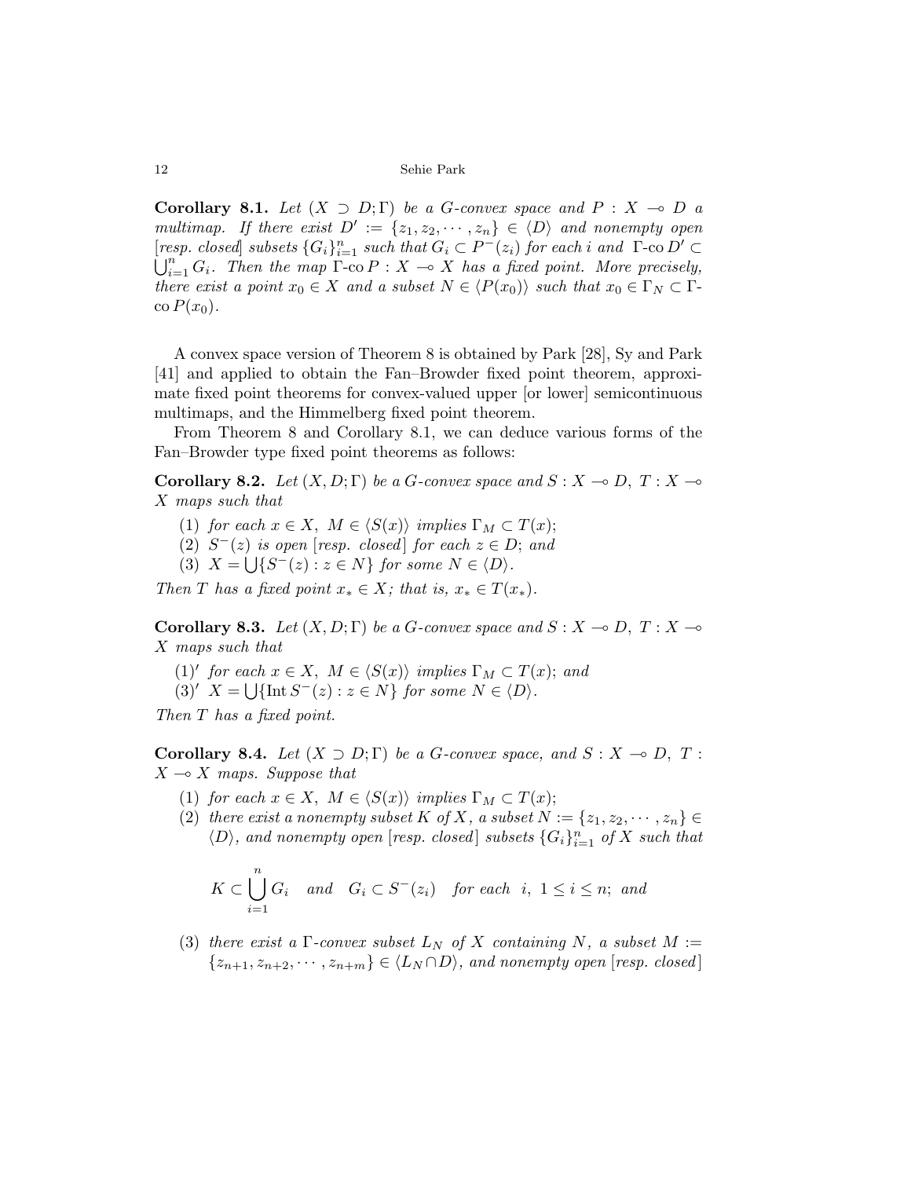**Corollary 8.1.** *Let $(X \supset D; \Gamma)$ be a G-convex space and $P : X \multimap D$ a multimap. If there exist $D' := \{z_1, z_2, \cdots, z_n\} \in \langle D \rangle$ and nonempty open [resp. closed] subsets $\{G_i\}_{i=1}^n$ such that $G_i \subset P^-(z_i)$ for each $i$ and $\Gamma$-co $D' \subset \bigcup_{i=1}^n G_i$. Then the map $\Gamma$-co $P : X \multimap X$ has a fixed point. More precisely, there exist a point $x_0 \in X$ and a subset $N \in \langle P(x_0) \rangle$ such that $x_0 \in \Gamma_N \subset \Gamma$-co $P(x_0)$.*

A convex space version of Theorem 8 is obtained by Park [28], Sy and Park [41] and applied to obtain the Fan–Browder fixed point theorem, approximate fixed point theorems for convex-valued upper [or lower] semicontinuous multimaps, and the Himmelberg fixed point theorem.

From Theorem 8 and Corollary 8.1, we can deduce various forms of the Fan–Browder type fixed point theorems as follows:

**Corollary 8.2.** *Let $(X, D; \Gamma)$ be a G-convex space and $S : X \multimap D$, $T : X \multimap X$ maps such that*

(1) *for each $x \in X$, $M \in \langle S(x) \rangle$ implies $\Gamma_M \subset T(x)$;*
(2) *$S^-(z)$ is open [resp. closed] for each $z \in D$; and*
(3) *$X = \bigcup\{S^-(z) : z \in N\}$ for some $N \in \langle D \rangle$.*

*Then $T$ has a fixed point $x_* \in X$; that is, $x_* \in T(x_*)$.*

**Corollary 8.3.** *Let $(X, D; \Gamma)$ be a G-convex space and $S : X \multimap D$, $T : X \multimap X$ maps such that*

(1)$'$ *for each $x \in X$, $M \in \langle S(x) \rangle$ implies $\Gamma_M \subset T(x)$; and*
(3)$'$ *$X = \bigcup\{\text{Int}\, S^-(z) : z \in N\}$ for some $N \in \langle D \rangle$.*

*Then $T$ has a fixed point.*

**Corollary 8.4.** *Let $(X \supset D; \Gamma)$ be a G-convex space, and $S : X \multimap D$, $T : X \multimap X$ maps. Suppose that*

(1) *for each $x \in X$, $M \in \langle S(x) \rangle$ implies $\Gamma_M \subset T(x)$;*
(2) *there exist a nonempty subset $K$ of $X$, a subset $N := \{z_1, z_2, \cdots, z_n\} \in \langle D \rangle$, and nonempty open [resp. closed] subsets $\{G_i\}_{i=1}^n$ of $X$ such that*

$$K \subset \bigcup_{i=1}^{n} G_i \quad \text{and} \quad G_i \subset S^-(z_i) \quad \text{for each} \;\; i, \; 1 \le i \le n; \text{ and}$$

(3) *there exist a $\Gamma$-convex subset $L_N$ of $X$ containing $N$, a subset $M := \{z_{n+1}, z_{n+2}, \cdots, z_{n+m}\} \in \langle L_N \cap D \rangle$, and nonempty open [resp. closed]*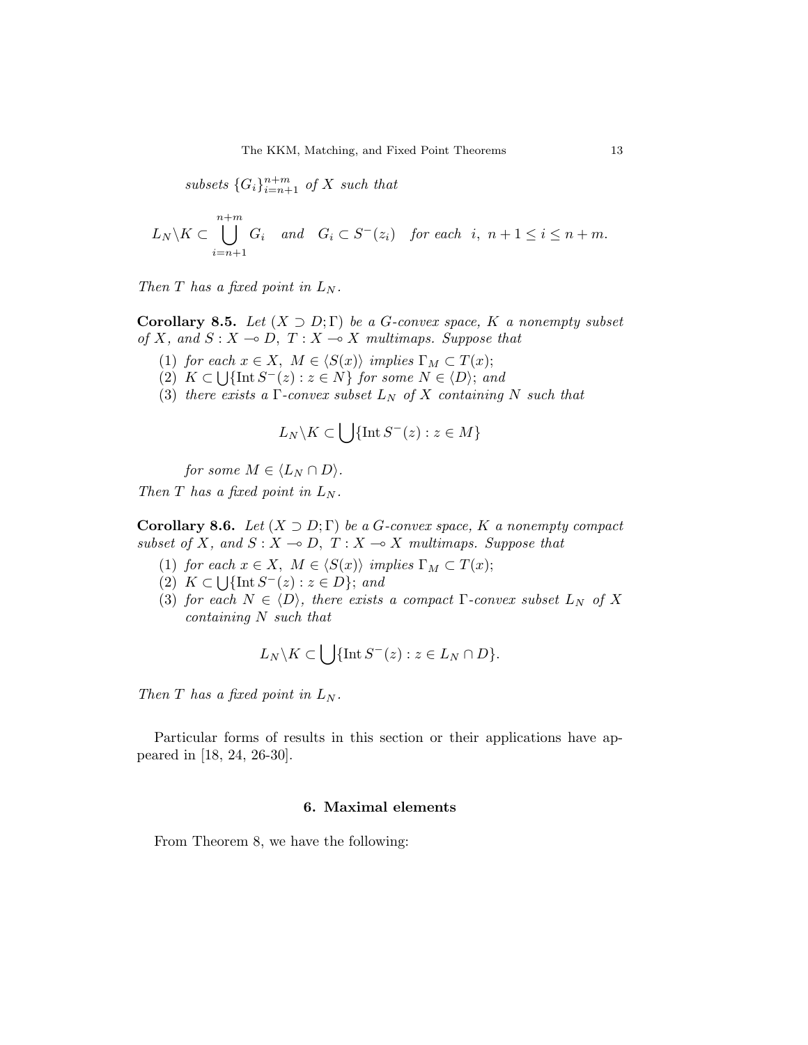*subsets* $\{G_i\}_{i=n+1}^{n+m}$ *of* $X$ *such that*

$$L_N \backslash K \subset \bigcup_{i=n+1}^{n+m} G_i \quad \text{and} \quad G_i \subset S^-(z_i) \quad \text{for each } \ i, \ n+1 \leq i \leq n+m.$$

*Then* $T$ *has a fixed point in* $L_N$.

**Corollary 8.5.** *Let* $(X \supset D; \Gamma)$ *be a* $G$*-convex space,* $K$ *a nonempty subset of* $X$*, and* $S : X \multimap D$, $T : X \multimap X$ *multimaps. Suppose that*

1. *for each* $x \in X$, $M \in \langle S(x) \rangle$ *implies* $\Gamma_M \subset T(x)$;
2. $K \subset \bigcup \{\operatorname{Int} S^-(z) : z \in N\}$ *for some* $N \in \langle D \rangle$; *and*
3. *there exists a* $\Gamma$*-convex subset* $L_N$ *of* $X$ *containing* $N$ *such that*

$$L_N \backslash K \subset \bigcup \{\operatorname{Int} S^-(z) : z \in M\}$$

   *for some* $M \in \langle L_N \cap D \rangle$.

*Then* $T$ *has a fixed point in* $L_N$.

**Corollary 8.6.** *Let* $(X \supset D; \Gamma)$ *be a* $G$*-convex space,* $K$ *a nonempty compact subset of* $X$*, and* $S : X \multimap D$, $T : X \multimap X$ *multimaps. Suppose that*

1. *for each* $x \in X$, $M \in \langle S(x) \rangle$ *implies* $\Gamma_M \subset T(x)$;
2. $K \subset \bigcup \{\operatorname{Int} S^-(z) : z \in D\}$; *and*
3. *for each* $N \in \langle D \rangle$*, there exists a compact* $\Gamma$*-convex subset* $L_N$ *of* $X$ *containing* $N$ *such that*

$$L_N \backslash K \subset \bigcup \{\operatorname{Int} S^-(z) : z \in L_N \cap D\}.$$

*Then* $T$ *has a fixed point in* $L_N$.

Particular forms of results in this section or their applications have appeared in [18, 24, 26-30].

## 6. Maximal elements

From Theorem 8, we have the following: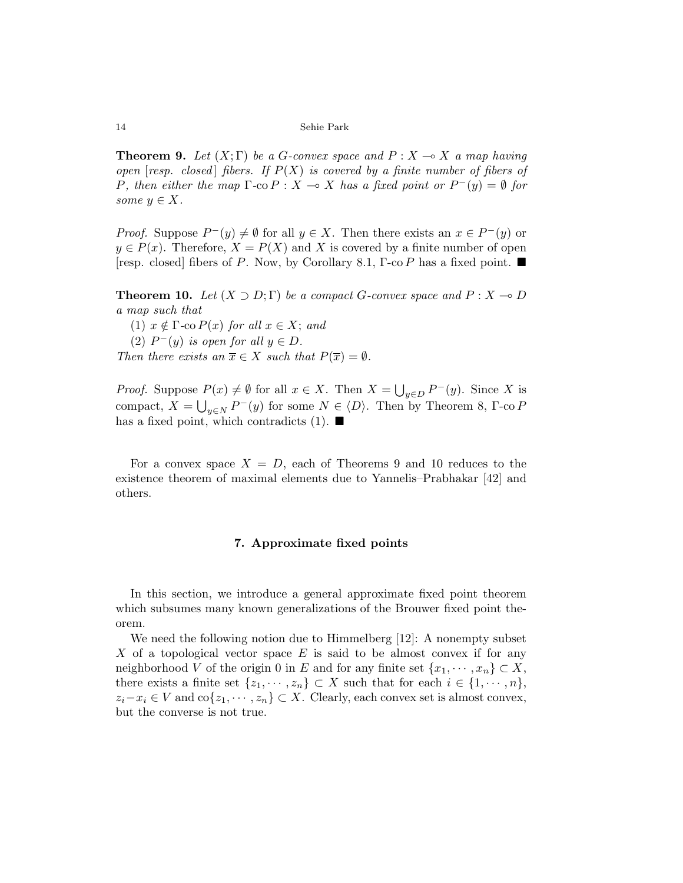**Theorem 9.** *Let $(X;\Gamma)$ be a G-convex space and $P : X \multimap X$ a map having open* [*resp. closed*] *fibers. If $P(X)$ is covered by a finite number of fibers of $P$, then either the map $\Gamma\text{-co}\, P : X \multimap X$ has a fixed point or $P^{-}(y) = \emptyset$ for some $y \in X$.*

*Proof.* Suppose $P^{-}(y) \neq \emptyset$ for all $y \in X$. Then there exists an $x \in P^{-}(y)$ or $y \in P(x)$. Therefore, $X = P(X)$ and $X$ is covered by a finite number of open [resp. closed] fibers of $P$. Now, by Corollary 8.1, $\Gamma$-co $P$ has a fixed point. ■

**Theorem 10.** *Let $(X \supset D;\Gamma)$ be a compact G-convex space and $P : X \multimap D$ a map such that*

(1) *$x \notin \Gamma\text{-co}\, P(x)$ for all $x \in X$; and*

(2) *$P^{-}(y)$ is open for all $y \in D$.*

*Then there exists an $\overline{x} \in X$ such that $P(\overline{x}) = \emptyset$.*

*Proof.* Suppose $P(x) \neq \emptyset$ for all $x \in X$. Then $X = \bigcup_{y \in D} P^{-}(y)$. Since $X$ is compact, $X = \bigcup_{y \in N} P^{-}(y)$ for some $N \in \langle D \rangle$. Then by Theorem 8, $\Gamma$-co $P$ has a fixed point, which contradicts (1). ■

For a convex space $X = D$, each of Theorems 9 and 10 reduces to the existence theorem of maximal elements due to Yannelis–Prabhakar [42] and others.

## 7. Approximate fixed points

In this section, we introduce a general approximate fixed point theorem which subsumes many known generalizations of the Brouwer fixed point theorem.

We need the following notion due to Himmelberg [12]: A nonempty subset $X$ of a topological vector space $E$ is said to be almost convex if for any neighborhood $V$ of the origin $0$ in $E$ and for any finite set $\{x_1, \cdots, x_n\} \subset X$, there exists a finite set $\{z_1, \cdots, z_n\} \subset X$ such that for each $i \in \{1, \cdots, n\}$, $z_i - x_i \in V$ and $\text{co}\{z_1, \cdots, z_n\} \subset X$. Clearly, each convex set is almost convex, but the converse is not true.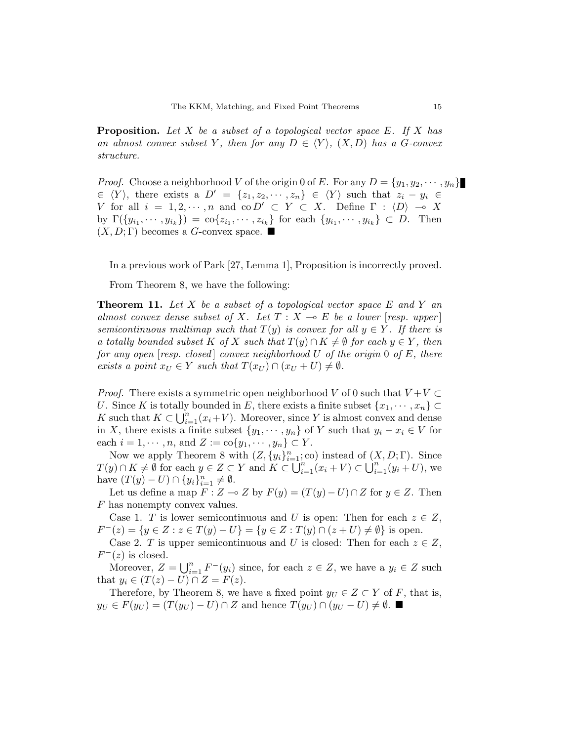**Proposition.** *Let $X$ be a subset of a topological vector space $E$. If $X$ has an almost convex subset $Y$, then for any $D \in \langle Y \rangle$, $(X, D)$ has a $G$-convex structure.*

*Proof.* Choose a neighborhood $V$ of the origin 0 of $E$. For any $D = \{y_1, y_2, \cdots, y_n\} \in \langle Y \rangle$, there exists a $D' = \{z_1, z_2, \cdots, z_n\} \in \langle Y \rangle$ such that $z_i - y_i \in V$ for all $i = 1, 2, \cdots, n$ and $\operatorname{co} D' \subset Y \subset X$. Define $\Gamma : \langle D \rangle \multimap X$ by $\Gamma(\{y_{i_1}, \cdots, y_{i_k}\}) = \operatorname{co}\{z_{i_1}, \cdots, z_{i_k}\}$ for each $\{y_{i_1}, \cdots, y_{i_k}\} \subset D$. Then $(X, D; \Gamma)$ becomes a $G$-convex space. ■

In a previous work of Park [27, Lemma 1], Proposition is incorrectly proved.

From Theorem 8, we have the following:

**Theorem 11.** *Let $X$ be a subset of a topological vector space $E$ and $Y$ an almost convex dense subset of $X$. Let $T : X \multimap E$ be a lower [resp. upper] semicontinuous multimap such that $T(y)$ is convex for all $y \in Y$. If there is a totally bounded subset $K$ of $X$ such that $T(y) \cap K \neq \emptyset$ for each $y \in Y$, then for any open [resp. closed] convex neighborhood $U$ of the origin 0 of $E$, there exists a point $x_U \in Y$ such that $T(x_U) \cap (x_U + U) \neq \emptyset$.*

*Proof.* There exists a symmetric open neighborhood $V$ of 0 such that $\overline{V} + \overline{V} \subset U$. Since $K$ is totally bounded in $E$, there exists a finite subset $\{x_1, \cdots, x_n\} \subset K$ such that $K \subset \bigcup_{i=1}^n (x_i + V)$. Moreover, since $Y$ is almost convex and dense in $X$, there exists a finite subset $\{y_1, \cdots, y_n\}$ of $Y$ such that $y_i - x_i \in V$ for each $i = 1, \cdots, n$, and $Z := \operatorname{co}\{y_1, \cdots, y_n\} \subset Y$.

Now we apply Theorem 8 with $(Z, \{y_i\}_{i=1}^n; \operatorname{co})$ instead of $(X, D; \Gamma)$. Since $T(y) \cap K \neq \emptyset$ for each $y \in Z \subset Y$ and $K \subset \bigcup_{i=1}^n (x_i + V) \subset \bigcup_{i=1}^n (y_i + U)$, we have $(T(y) - U) \cap \{y_i\}_{i=1}^n \neq \emptyset$.

Let us define a map $F : Z \multimap Z$ by $F(y) = (T(y) - U) \cap Z$ for $y \in Z$. Then $F$ has nonempty convex values.

Case 1. $T$ is lower semicontinuous and $U$ is open: Then for each $z \in Z$, $F^-(z) = \{y \in Z : z \in T(y) - U\} = \{y \in Z : T(y) \cap (z + U) \neq \emptyset\}$ is open.

Case 2. $T$ is upper semicontinuous and $U$ is closed: Then for each $z \in Z$, $F^-(z)$ is closed.

Moreover, $Z = \bigcup_{i=1}^n F^-(y_i)$ since, for each $z \in Z$, we have a $y_i \in Z$ such that $y_i \in (T(z) - U) \cap Z = F(z)$.

Therefore, by Theorem 8, we have a fixed point $y_U \in Z \subset Y$ of $F$, that is, $y_U \in F(y_U) = (T(y_U) - U) \cap Z$ and hence $T(y_U) \cap (y_U - U) \neq \emptyset$. ■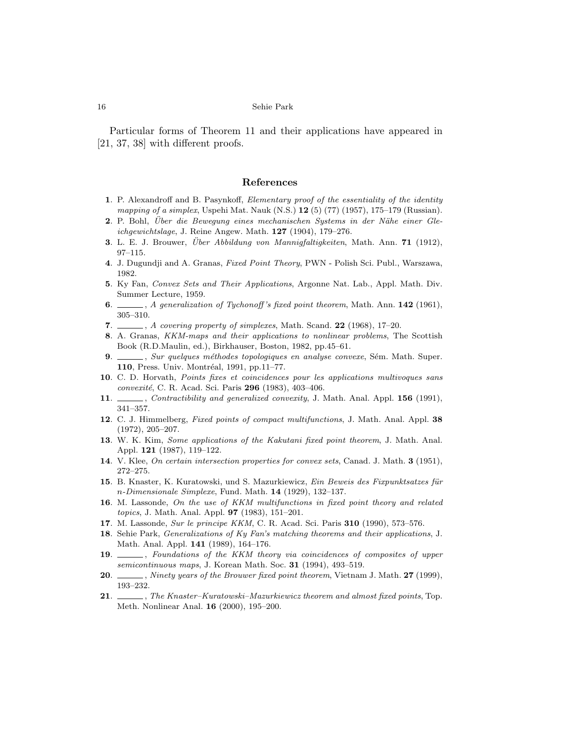Particular forms of Theorem 11 and their applications have appeared in [21, 37, 38] with different proofs.

## References

**1**. P. Alexandroff and B. Pasynkoff, *Elementary proof of the essentiality of the identity mapping of a simplex*, Uspehi Mat. Nauk (N.S.) **12** (5) (77) (1957), 175–179 (Russian).

**2**. P. Bohl, *Über die Bewegung eines mechanischen Systems in der Nähe einer Gleichgewichtslage*, J. Reine Angew. Math. **127** (1904), 179–276.

**3**. L. E. J. Brouwer, *Über Abbildung von Mannigfaltigkeiten*, Math. Ann. **71** (1912), 97–115.

**4**. J. Dugundji and A. Granas, *Fixed Point Theory*, PWN - Polish Sci. Publ., Warszawa, 1982.

**5**. Ky Fan, *Convex Sets and Their Applications*, Argonne Nat. Lab., Appl. Math. Div. Summer Lecture, 1959.

**6**. ______, *A generalization of Tychonoff's fixed point theorem*, Math. Ann. **142** (1961), 305–310.

**7**. ______, *A covering property of simplexes*, Math. Scand. **22** (1968), 17–20.

**8**. A. Granas, *KKM-maps and their applications to nonlinear problems*, The Scottish Book (R.D.Maulin, ed.), Birkhauser, Boston, 1982, pp.45–61.

**9**. ______, *Sur quelques méthodes topologiques en analyse convexe*, Sém. Math. Super. **110**, Press. Univ. Montréal, 1991, pp.11–77.

**10**. C. D. Horvath, *Points fixes et coincidences pour les applications multivoques sans convexité*, C. R. Acad. Sci. Paris **296** (1983), 403–406.

**11**. ______, *Contractibility and generalized convexity*, J. Math. Anal. Appl. **156** (1991), 341–357.

**12**. C. J. Himmelberg, *Fixed points of compact multifunctions*, J. Math. Anal. Appl. **38** (1972), 205–207.

**13**. W. K. Kim, *Some applications of the Kakutani fixed point theorem*, J. Math. Anal. Appl. **121** (1987), 119–122.

**14**. V. Klee, *On certain intersection properties for convex sets*, Canad. J. Math. **3** (1951), 272–275.

**15**. B. Knaster, K. Kuratowski, und S. Mazurkiewicz, *Ein Beweis des Fixpunktsatzes für n-Dimensionale Simplexe*, Fund. Math. **14** (1929), 132–137.

**16**. M. Lassonde, *On the use of KKM multifunctions in fixed point theory and related topics*, J. Math. Anal. Appl. **97** (1983), 151–201.

**17**. M. Lassonde, *Sur le principe KKM*, C. R. Acad. Sci. Paris **310** (1990), 573–576.

**18**. Sehie Park, *Generalizations of Ky Fan's matching theorems and their applications*, J. Math. Anal. Appl. **141** (1989), 164–176.

**19**. ______, *Foundations of the KKM theory via coincidences of composites of upper semicontinuous maps*, J. Korean Math. Soc. **31** (1994), 493–519.

**20**. ______, *Ninety years of the Brouwer fixed point theorem*, Vietnam J. Math. **27** (1999), 193–232.

**21**. ______, *The Knaster–Kuratowski–Mazurkiewicz theorem and almost fixed points*, Top. Meth. Nonlinear Anal. **16** (2000), 195–200.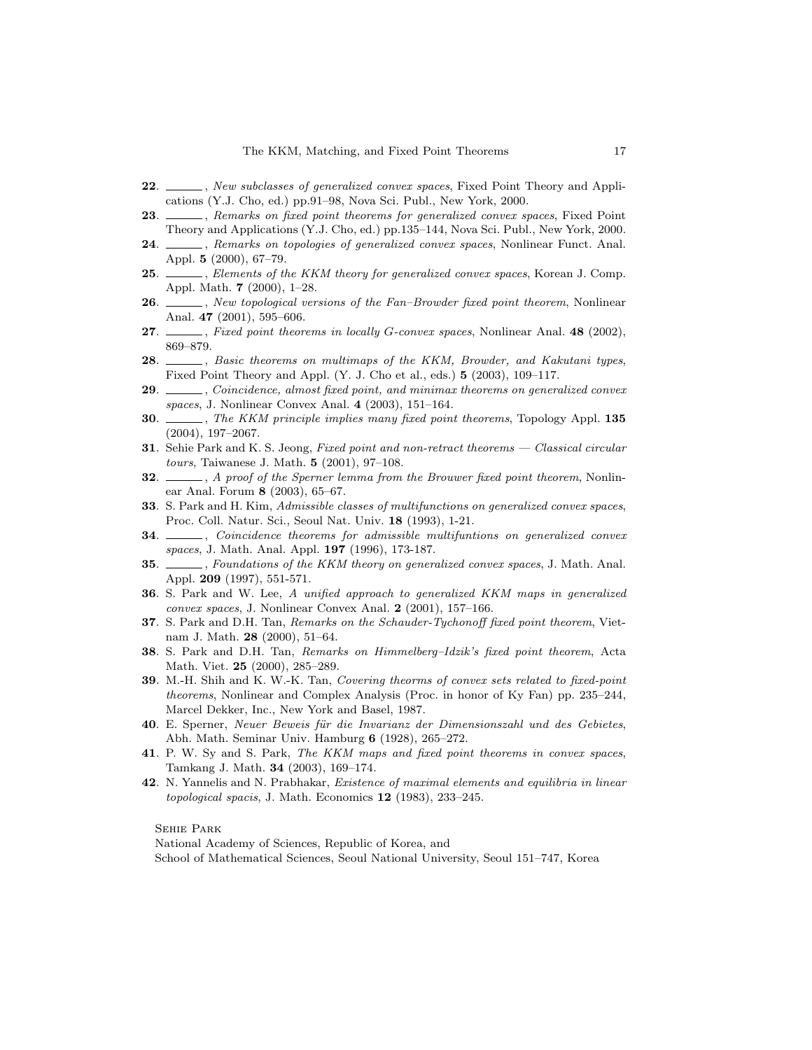**22**. ______, *New subclasses of generalized convex spaces*, Fixed Point Theory and Applications (Y.J. Cho, ed.) pp.91–98, Nova Sci. Publ., New York, 2000.

**23**. ______, *Remarks on fixed point theorems for generalized convex spaces*, Fixed Point Theory and Applications (Y.J. Cho, ed.) pp.135–144, Nova Sci. Publ., New York, 2000.

**24**. ______, *Remarks on topologies of generalized convex spaces*, Nonlinear Funct. Anal. Appl. **5** (2000), 67–79.

**25**. ______, *Elements of the KKM theory for generalized convex spaces*, Korean J. Comp. Appl. Math. **7** (2000), 1–28.

**26**. ______, *New topological versions of the Fan–Browder fixed point theorem*, Nonlinear Anal. **47** (2001), 595–606.

**27**. ______, *Fixed point theorems in locally G-convex spaces*, Nonlinear Anal. **48** (2002), 869–879.

**28**. ______, *Basic theorems on multimaps of the KKM, Browder, and Kakutani types*, Fixed Point Theory and Appl. (Y. J. Cho et al., eds.) **5** (2003), 109–117.

**29**. ______, *Coincidence, almost fixed point, and minimax theorems on generalized convex spaces*, J. Nonlinear Convex Anal. **4** (2003), 151–164.

**30**. ______, *The KKM principle implies many fixed point theorems*, Topology Appl. **135** (2004), 197–2067.

**31**. Sehie Park and K. S. Jeong, *Fixed point and non-retract theorems — Classical circular tours*, Taiwanese J. Math. **5** (2001), 97–108.

**32**. ______, *A proof of the Sperner lemma from the Brouwer fixed point theorem*, Nonlinear Anal. Forum **8** (2003), 65–67.

**33**. S. Park and H. Kim, *Admissible classes of multifunctions on generalized convex spaces*, Proc. Coll. Natur. Sci., Seoul Nat. Univ. **18** (1993), 1-21.

**34**. ______, *Coincidence theorems for admissible multifuntions on generalized convex spaces*, J. Math. Anal. Appl. **197** (1996), 173-187.

**35**. ______, *Foundations of the KKM theory on generalized convex spaces*, J. Math. Anal. Appl. **209** (1997), 551-571.

**36**. S. Park and W. Lee, *A unified approach to generalized KKM maps in generalized convex spaces*, J. Nonlinear Convex Anal. **2** (2001), 157–166.

**37**. S. Park and D.H. Tan, *Remarks on the Schauder-Tychonoff fixed point theorem*, Vietnam J. Math. **28** (2000), 51–64.

**38**. S. Park and D.H. Tan, *Remarks on Himmelberg–Idzik's fixed point theorem*, Acta Math. Viet. **25** (2000), 285–289.

**39**. M.-H. Shih and K. W.-K. Tan, *Covering theorms of convex sets related to fixed-point theorems*, Nonlinear and Complex Analysis (Proc. in honor of Ky Fan) pp. 235–244, Marcel Dekker, Inc., New York and Basel, 1987.

**40**. E. Sperner, *Neuer Beweis für die Invarianz der Dimensionszahl und des Gebietes*, Abh. Math. Seminar Univ. Hamburg **6** (1928), 265–272.

**41**. P. W. Sy and S. Park, *The KKM maps and fixed point theorems in convex spaces*, Tamkang J. Math. **34** (2003), 169–174.

**42**. N. Yannelis and N. Prabhakar, *Existence of maximal elements and equilibria in linear topological spacis*, J. Math. Economics **12** (1983), 233–245.

Sehie Park
National Academy of Sciences, Republic of Korea, and
School of Mathematical Sciences, Seoul National University, Seoul 151–747, Korea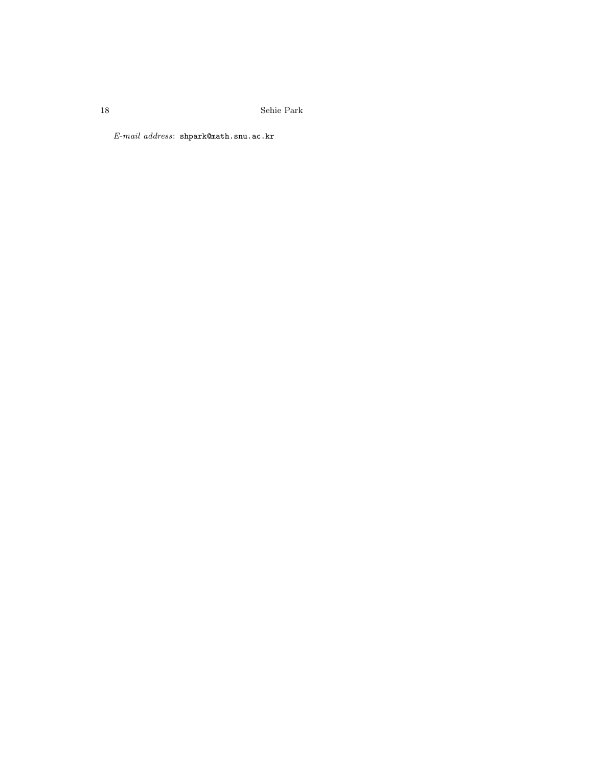*E-mail address*: shpark@math.snu.ac.kr